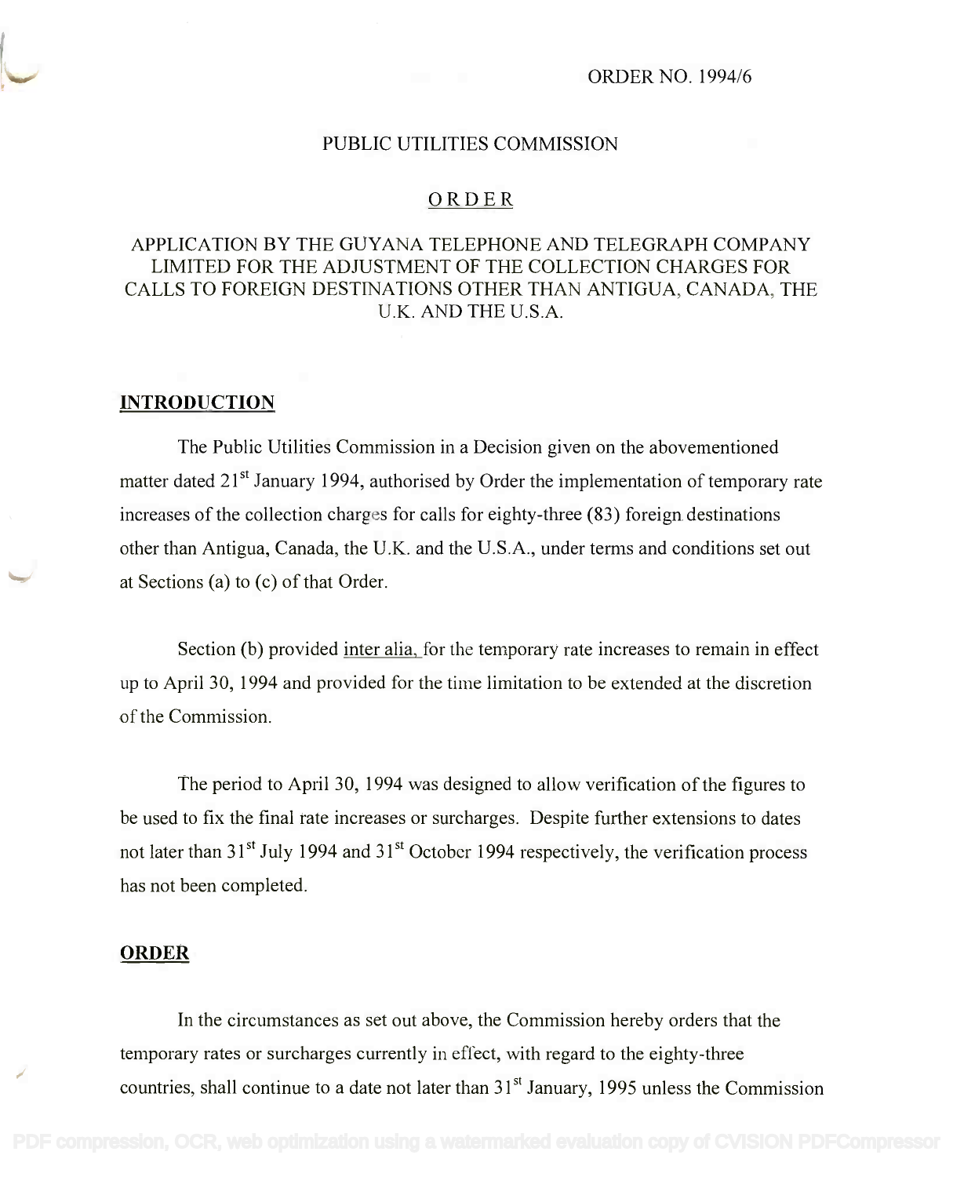ORDER NO. 1994/6

# PUBLIC UTILITIES COMMISSION

## ORDER

## APPLICATION BY THE GUYANA TELEPHONE AND TELEGRAPH COMPANY LIMITED FOR THE ADJUSTMENT OF THE COLLECTION CHARGES FOR CALLS TO FOREIGN DESTINATIONS OTHER THAN ANTIGUA, CANADA, THE U.K. AND THE U.S.A.

### INTRODUCTION

The Public Utilities Commission in a Decision given on the abovementioned matter dated 21st January 1994, authorised by Order the implementation of temporary rate increases of the collection charges for calls for eighty-three (83) foreign destinations other than Antigua, Canada, the U.K. and the U.S.A., under terms and conditions set out at Sections (a) to (c) of that Order.

Section (b) provided inter alia, for the temporary rate increases to remain in effect up to April 30, 1994 and provided for the time limitation to be extended at the discretion of the Commission.

The period to April 30, 1994 was designed to allow verification of the figures to be used to fix the final rate increases or surcharges. Despite further extensions to dates not later than 31st July 1994 and 31st October 1994 respectively, the verification process has not been completed.

### ORDER

In the circumstances as set out above, the Commission hereby orders that the temporary rates or surcharges currently in effect, with regard to the eighty-three countries, shall continue to a date not later than 31st January, 1995 unless the Commission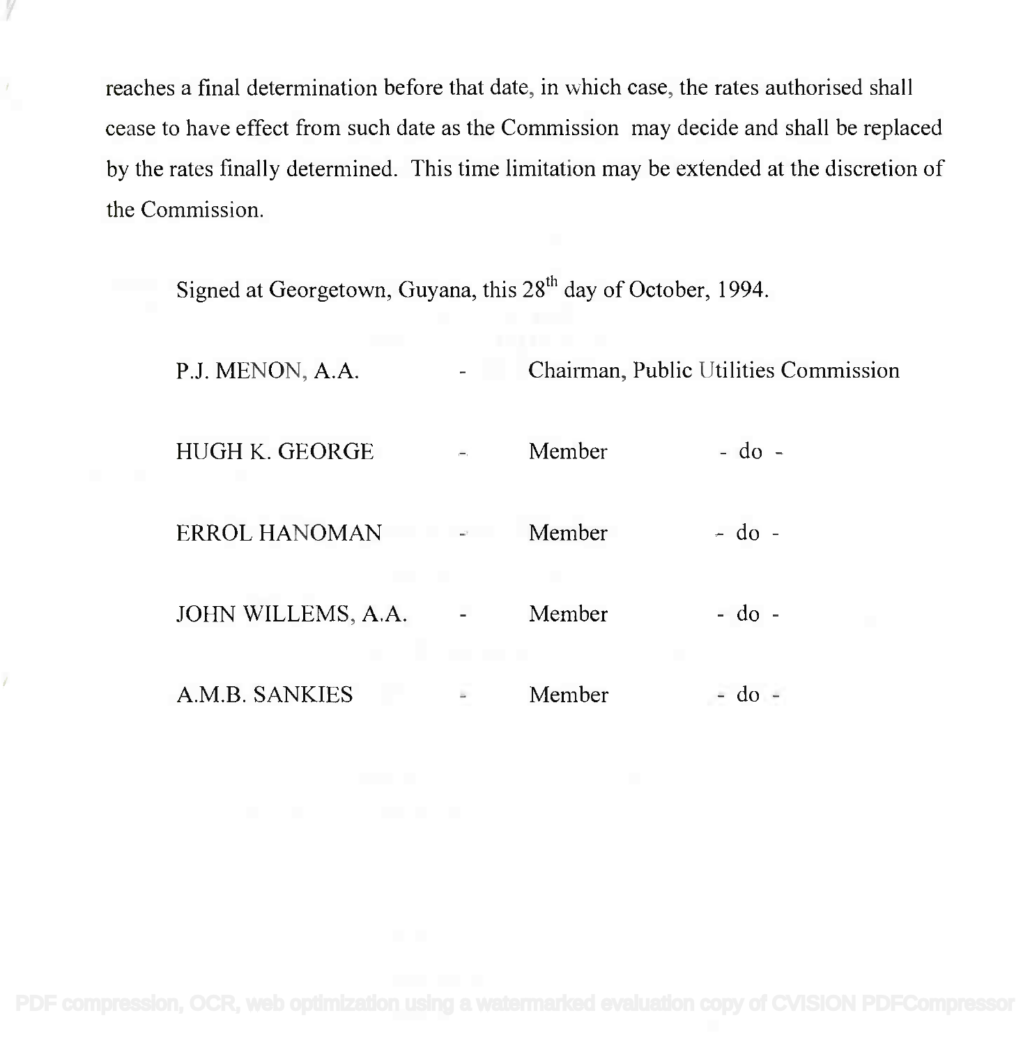reaches a final determination before that date, in which case, the rates authorised shall cease to have effect from such date as the Commission may decide and shall be replaced by the rates finally determined. This time limitation may be extended at the discretion of the Commission.

Signed at Georgetown, Guyana, this 28th day of October, 1994.

| | | | |
|---|---|---|---|
| P.J. MENON, A.A. | - | Chairman, Public Utilities Commission | |
| HUGH K. GEORGE | - | Member | - do - |
| ERROL HANOMAN | - | Member | - do - |
| JOHN WILLEMS, A.A. | - | Member | - do - |
| A.M.B. SANKIES | - | Member | - do - |